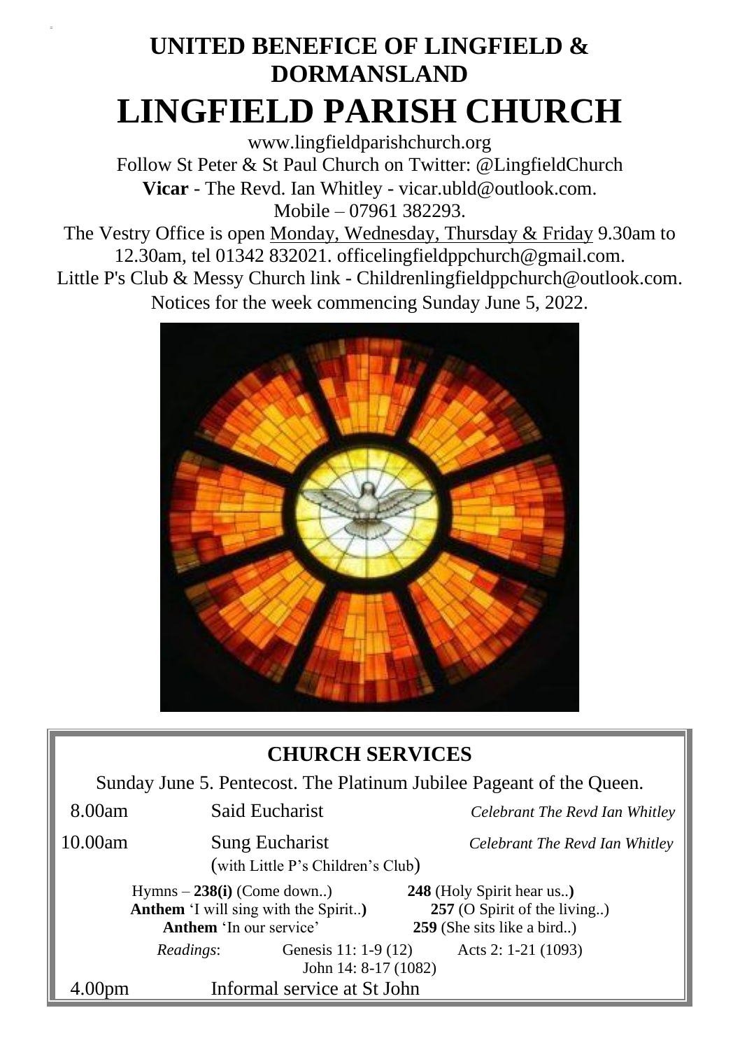# UNITED BENEFICE OF LINGFIELD & DORMANSLAND

# LINGFIELD PARISH CHURCH

www.lingfieldparishchurch.org

Follow St Peter & St Paul Church on Twitter: @LingfieldChurch

**Vicar** - The Revd. Ian Whitley - vicar.ubld@outlook.com.

Mobile – 07961 382293.

The Vestry Office is open Monday, Wednesday, Thursday & Friday 9.30am to 12.30am, tel 01342 832021. officelingfieldppchurch@gmail.com.

Little P's Club & Messy Church link - Childrenlingfieldppchurch@outlook.com.

Notices for the week commencing Sunday June 5, 2022.

## CHURCH SERVICES

Sunday June 5. Pentecost. The Platinum Jubilee Pageant of the Queen.

| | | |
|---|---|---|
| 8.00am | Said Eucharist | *Celebrant The Revd Ian Whitley* |
| 10.00am | Sung Eucharist (with Little P's Children's Club) | *Celebrant The Revd Ian Whitley* |

Hymns – **238(i)** (Come down..) **248** (Holy Spirit hear us..)

**Anthem** 'I will sing with the Spirit..) **257** (O Spirit of the living..)

**Anthem** 'In our service' **259** (She sits like a bird..)

*Readings*: Genesis 11: 1-9 (12) Acts 2: 1-21 (1093) John 14: 8-17 (1082)

4.00pm Informal service at St John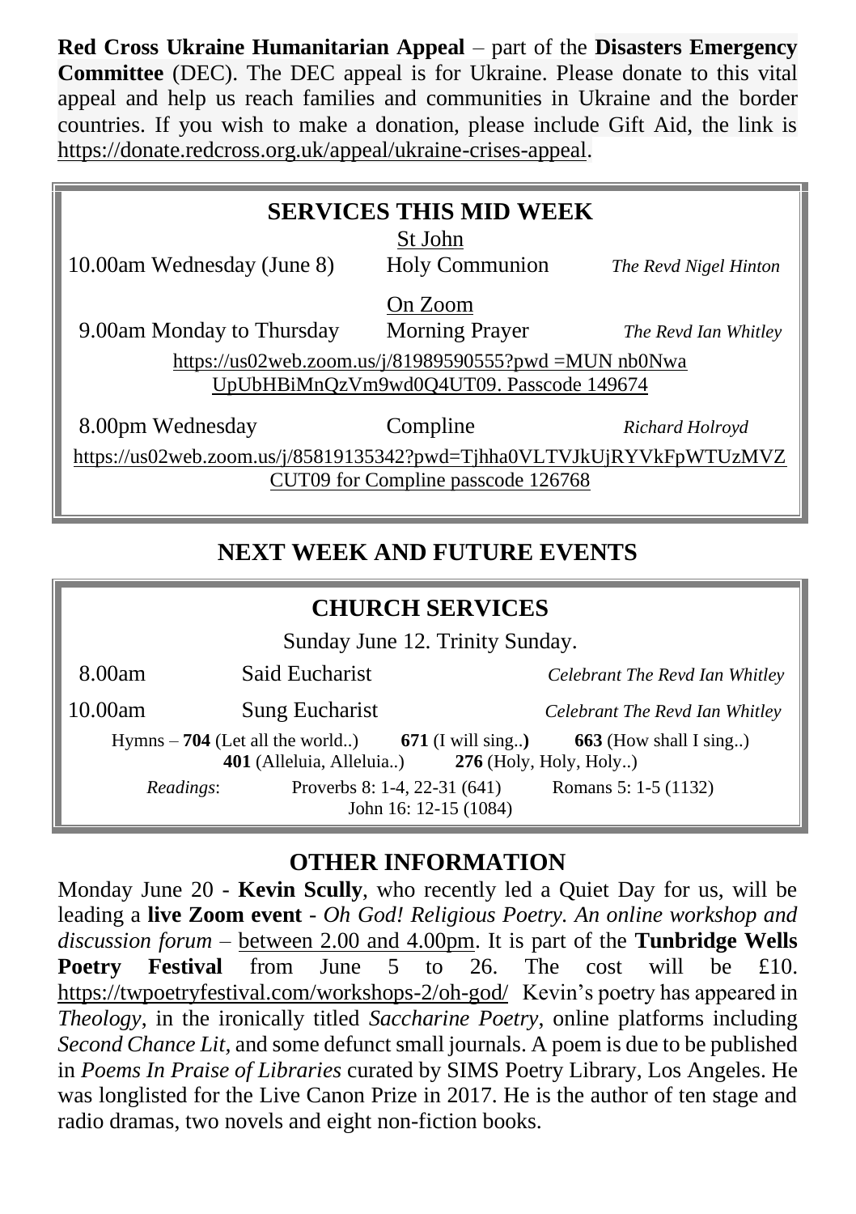**Red Cross Ukraine Humanitarian Appeal** – part of the **Disasters Emergency Committee** (DEC). The DEC appeal is for Ukraine. Please donate to this vital appeal and help us reach families and communities in Ukraine and the border countries. If you wish to make a donation, please include Gift Aid, the link is https://donate.redcross.org.uk/appeal/ukraine-crises-appeal.

## SERVICES THIS MID WEEK

St John

| | | |
|---|---|---|
| 10.00am Wednesday (June 8) | Holy Communion | *The Revd Nigel Hinton* |

On Zoom

| | | |
|---|---|---|
| 9.00am Monday to Thursday | Morning Prayer | *The Revd Ian Whitley* |

https://us02web.zoom.us/j/81989590555?pwd =MUN nb0Nwa UpUbHBiMnQzVm9wd0Q4UT09. Passcode 149674

| | | |
|---|---|---|
| 8.00pm Wednesday | Compline | *Richard Holroyd* |

https://us02web.zoom.us/j/85819135342?pwd=Tjhha0VLTVJkUjRYVkFpWTUzMVZ CUT09 for Compline passcode 126768

## NEXT WEEK AND FUTURE EVENTS

### CHURCH SERVICES

Sunday June 12. Trinity Sunday.

| | | |
|---|---|---|
| 8.00am | Said Eucharist | *Celebrant The Revd Ian Whitley* |
| 10.00am | Sung Eucharist | *Celebrant The Revd Ian Whitley* |

Hymns – **704** (Let all the world..) **671** (I will sing..**)** **663** (How shall I sing..) **401** (Alleluia, Alleluia..) **276** (Holy, Holy, Holy..)

*Readings*: Proverbs 8: 1-4, 22-31 (641) Romans 5: 1-5 (1132) John 16: 12-15 (1084)

## OTHER INFORMATION

Monday June 20 - **Kevin Scully**, who recently led a Quiet Day for us, will be leading a **live Zoom event** - *Oh God! Religious Poetry. An online workshop and discussion forum* – between 2.00 and 4.00pm. It is part of the **Tunbridge Wells Poetry Festival** from June 5 to 26. The cost will be £10. https://twpoetryfestival.com/workshops-2/oh-god/ Kevin's poetry has appeared in *Theology*, in the ironically titled *Saccharine Poetry*, online platforms including *Second Chance Lit*, and some defunct small journals. A poem is due to be published in *Poems In Praise of Libraries* curated by SIMS Poetry Library, Los Angeles. He was longlisted for the Live Canon Prize in 2017. He is the author of ten stage and radio dramas, two novels and eight non-fiction books.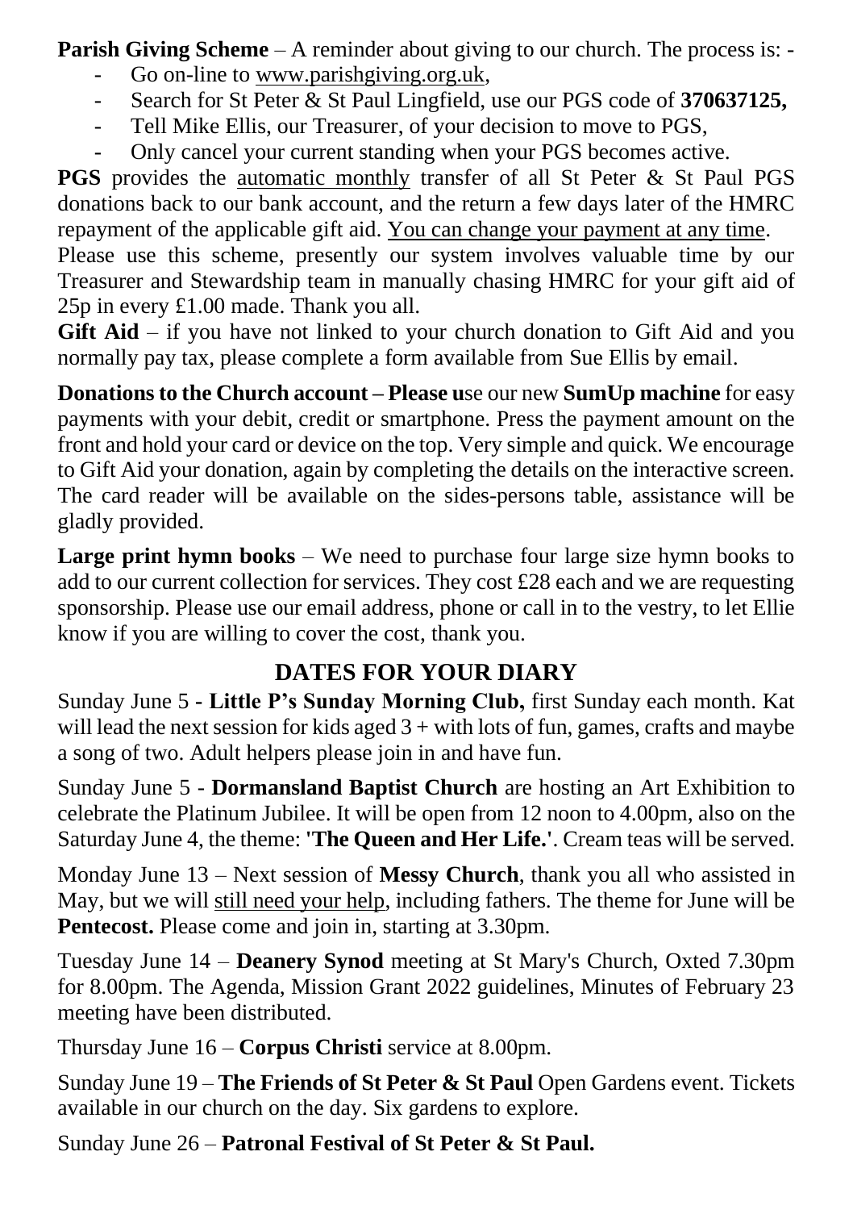**Parish Giving Scheme** – A reminder about giving to our church. The process is: -

- Go on-line to www.parishgiving.org.uk,
- Search for St Peter & St Paul Lingfield, use our PGS code of **370637125,**
- Tell Mike Ellis, our Treasurer, of your decision to move to PGS,
- Only cancel your current standing when your PGS becomes active.

**PGS** provides the automatic monthly transfer of all St Peter & St Paul PGS donations back to our bank account, and the return a few days later of the HMRC repayment of the applicable gift aid. You can change your payment at any time.

Please use this scheme, presently our system involves valuable time by our Treasurer and Stewardship team in manually chasing HMRC for your gift aid of 25p in every £1.00 made. Thank you all.

**Gift Aid** – if you have not linked to your church donation to Gift Aid and you normally pay tax, please complete a form available from Sue Ellis by email.

**Donations to the Church account – Please u**se our new **SumUp machine** for easy payments with your debit, credit or smartphone. Press the payment amount on the front and hold your card or device on the top. Very simple and quick. We encourage to Gift Aid your donation, again by completing the details on the interactive screen. The card reader will be available on the sides-persons table, assistance will be gladly provided.

**Large print hymn books** – We need to purchase four large size hymn books to add to our current collection for services. They cost £28 each and we are requesting sponsorship. Please use our email address, phone or call in to the vestry, to let Ellie know if you are willing to cover the cost, thank you.

## DATES FOR YOUR DIARY

Sunday June 5 **- Little P's Sunday Morning Club,** first Sunday each month. Kat will lead the next session for kids aged 3 + with lots of fun, games, crafts and maybe a song of two. Adult helpers please join in and have fun.

Sunday June 5 - **Dormansland Baptist Church** are hosting an Art Exhibition to celebrate the Platinum Jubilee. It will be open from 12 noon to 4.00pm, also on the Saturday June 4, the theme: **'The Queen and Her Life.'**. Cream teas will be served.

Monday June 13 – Next session of **Messy Church**, thank you all who assisted in May, but we will still need your help, including fathers. The theme for June will be **Pentecost.** Please come and join in, starting at 3.30pm.

Tuesday June 14 – **Deanery Synod** meeting at St Mary's Church, Oxted 7.30pm for 8.00pm. The Agenda, Mission Grant 2022 guidelines, Minutes of February 23 meeting have been distributed.

Thursday June 16 – **Corpus Christi** service at 8.00pm.

Sunday June 19 – **The Friends of St Peter & St Paul** Open Gardens event. Tickets available in our church on the day. Six gardens to explore.

Sunday June 26 – **Patronal Festival of St Peter & St Paul.**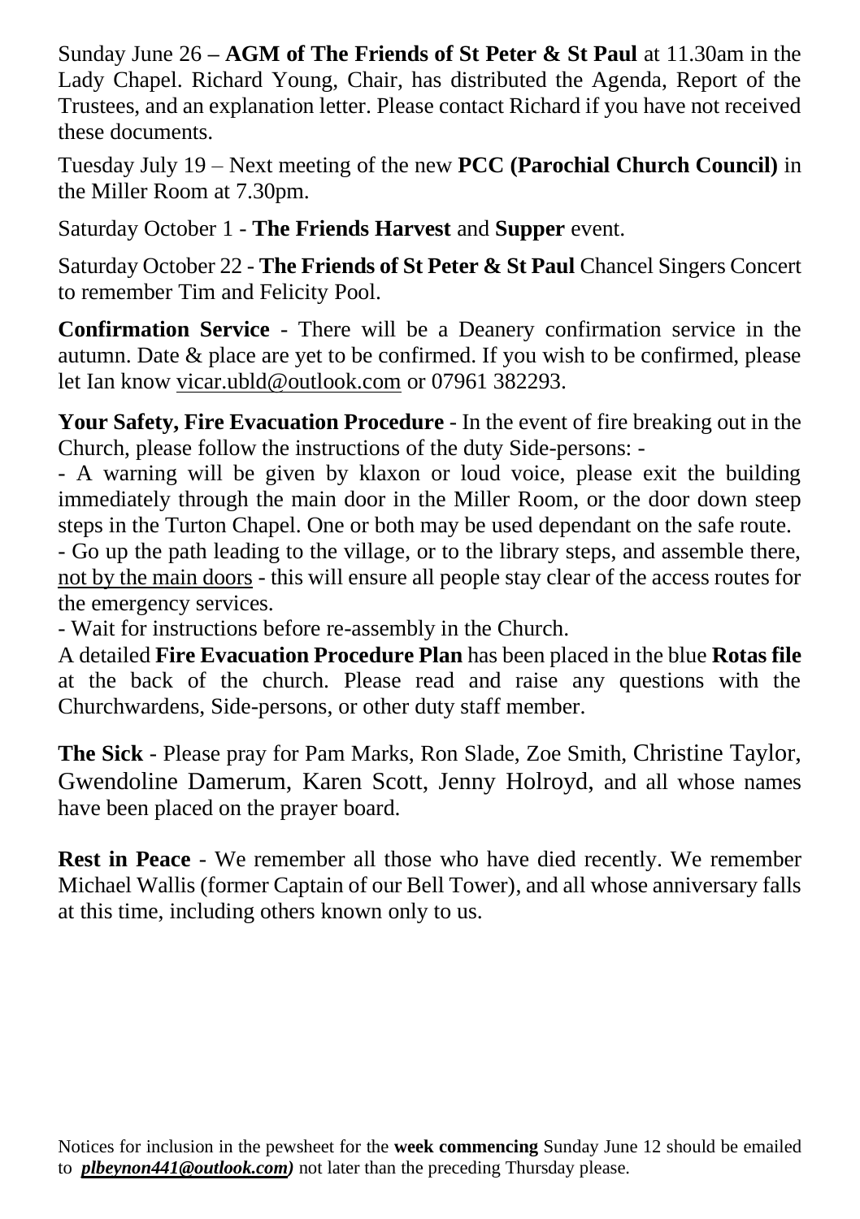Sunday June 26 – **AGM of The Friends of St Peter & St Paul** at 11.30am in the Lady Chapel. Richard Young, Chair, has distributed the Agenda, Report of the Trustees, and an explanation letter. Please contact Richard if you have not received these documents.

Tuesday July 19 – Next meeting of the new **PCC (Parochial Church Council)** in the Miller Room at 7.30pm.

Saturday October 1 - **The Friends Harvest** and **Supper** event.

Saturday October 22 - **The Friends of St Peter & St Paul** Chancel Singers Concert to remember Tim and Felicity Pool.

**Confirmation Service** - There will be a Deanery confirmation service in the autumn. Date & place are yet to be confirmed. If you wish to be confirmed, please let Ian know vicar.ubld@outlook.com or 07961 382293.

**Your Safety, Fire Evacuation Procedure** - In the event of fire breaking out in the Church, please follow the instructions of the duty Side-persons: -

- A warning will be given by klaxon or loud voice, please exit the building immediately through the main door in the Miller Room, or the door down steep steps in the Turton Chapel. One or both may be used dependant on the safe route.
- Go up the path leading to the village, or to the library steps, and assemble there, <u>not by the main doors</u> - this will ensure all people stay clear of the access routes for the emergency services.
- Wait for instructions before re-assembly in the Church.

A detailed **Fire Evacuation Procedure Plan** has been placed in the blue **Rotas file** at the back of the church. Please read and raise any questions with the Churchwardens, Side-persons, or other duty staff member.

**The Sick** - Please pray for Pam Marks, Ron Slade, Zoe Smith, Christine Taylor, Gwendoline Damerum, Karen Scott, Jenny Holroyd, and all whose names have been placed on the prayer board.

**Rest in Peace** - We remember all those who have died recently. We remember Michael Wallis (former Captain of our Bell Tower), and all whose anniversary falls at this time, including others known only to us.

Notices for inclusion in the pewsheet for the **week commencing** Sunday June 12 should be emailed to ***plbeynon441@outlook.com)*** not later than the preceding Thursday please.